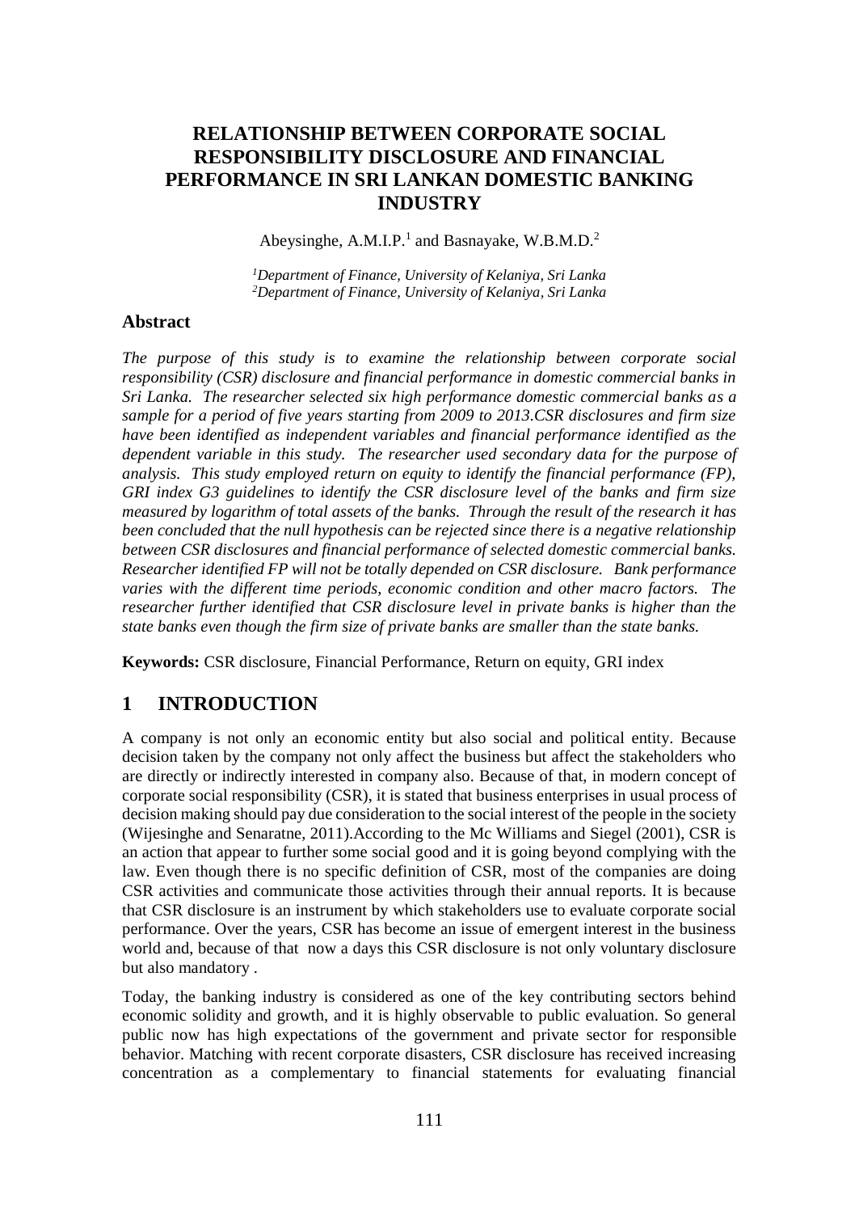# RELATIONSHIP BETWEEN CORPORATE SOCIAL RESPONSIBILITY DISCLOSURE AND FINANCIAL PERFORMANCE IN SRI LANKAN DOMESTIC BANKING INDUSTRY

Abeysinghe, A.M.I.P.[1] and Basnayake, W.B.M.D.[2]

*[1]Department of Finance, University of Kelaniya, Sri Lanka*
*[2]Department of Finance, University of Kelaniya, Sri Lanka*

## Abstract

*The purpose of this study is to examine the relationship between corporate social responsibility (CSR) disclosure and financial performance in domestic commercial banks in Sri Lanka. The researcher selected six high performance domestic commercial banks as a sample for a period of five years starting from 2009 to 2013.CSR disclosures and firm size have been identified as independent variables and financial performance identified as the dependent variable in this study. The researcher used secondary data for the purpose of analysis. This study employed return on equity to identify the financial performance (FP), GRI index G3 guidelines to identify the CSR disclosure level of the banks and firm size measured by logarithm of total assets of the banks. Through the result of the research it has been concluded that the null hypothesis can be rejected since there is a negative relationship between CSR disclosures and financial performance of selected domestic commercial banks. Researcher identified FP will not be totally depended on CSR disclosure. Bank performance varies with the different time periods, economic condition and other macro factors. The researcher further identified that CSR disclosure level in private banks is higher than the state banks even though the firm size of private banks are smaller than the state banks.*

**Keywords:** CSR disclosure, Financial Performance, Return on equity, GRI index

## 1 INTRODUCTION

A company is not only an economic entity but also social and political entity. Because decision taken by the company not only affect the business but affect the stakeholders who are directly or indirectly interested in company also. Because of that, in modern concept of corporate social responsibility (CSR), it is stated that business enterprises in usual process of decision making should pay due consideration to the social interest of the people in the society (Wijesinghe and Senaratne, 2011).According to the Mc Williams and Siegel (2001), CSR is an action that appear to further some social good and it is going beyond complying with the law. Even though there is no specific definition of CSR, most of the companies are doing CSR activities and communicate those activities through their annual reports. It is because that CSR disclosure is an instrument by which stakeholders use to evaluate corporate social performance. Over the years, CSR has become an issue of emergent interest in the business world and, because of that now a days this CSR disclosure is not only voluntary disclosure but also mandatory .

Today, the banking industry is considered as one of the key contributing sectors behind economic solidity and growth, and it is highly observable to public evaluation. So general public now has high expectations of the government and private sector for responsible behavior. Matching with recent corporate disasters, CSR disclosure has received increasing concentration as a complementary to financial statements for evaluating financial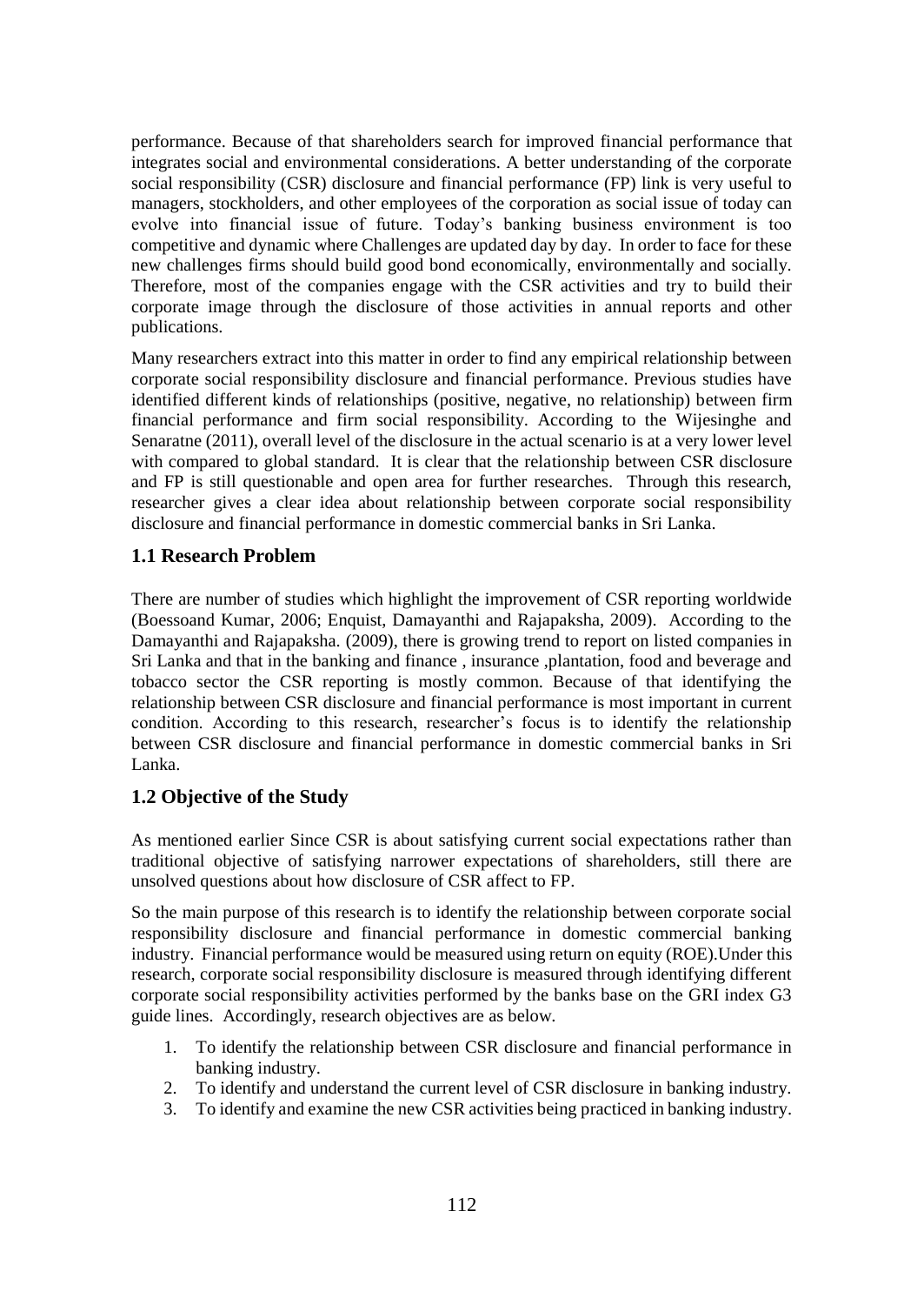performance. Because of that shareholders search for improved financial performance that integrates social and environmental considerations. A better understanding of the corporate social responsibility (CSR) disclosure and financial performance (FP) link is very useful to managers, stockholders, and other employees of the corporation as social issue of today can evolve into financial issue of future. Today's banking business environment is too competitive and dynamic where Challenges are updated day by day. In order to face for these new challenges firms should build good bond economically, environmentally and socially. Therefore, most of the companies engage with the CSR activities and try to build their corporate image through the disclosure of those activities in annual reports and other publications.

Many researchers extract into this matter in order to find any empirical relationship between corporate social responsibility disclosure and financial performance. Previous studies have identified different kinds of relationships (positive, negative, no relationship) between firm financial performance and firm social responsibility. According to the Wijesinghe and Senaratne (2011), overall level of the disclosure in the actual scenario is at a very lower level with compared to global standard. It is clear that the relationship between CSR disclosure and FP is still questionable and open area for further researches. Through this research, researcher gives a clear idea about relationship between corporate social responsibility disclosure and financial performance in domestic commercial banks in Sri Lanka.

## 1.1 Research Problem

There are number of studies which highlight the improvement of CSR reporting worldwide (Boessoand Kumar, 2006; Enquist, Damayanthi and Rajapaksha, 2009). According to the Damayanthi and Rajapaksha. (2009), there is growing trend to report on listed companies in Sri Lanka and that in the banking and finance , insurance ,plantation, food and beverage and tobacco sector the CSR reporting is mostly common. Because of that identifying the relationship between CSR disclosure and financial performance is most important in current condition. According to this research, researcher's focus is to identify the relationship between CSR disclosure and financial performance in domestic commercial banks in Sri Lanka.

## 1.2 Objective of the Study

As mentioned earlier Since CSR is about satisfying current social expectations rather than traditional objective of satisfying narrower expectations of shareholders, still there are unsolved questions about how disclosure of CSR affect to FP.

So the main purpose of this research is to identify the relationship between corporate social responsibility disclosure and financial performance in domestic commercial banking industry. Financial performance would be measured using return on equity (ROE).Under this research, corporate social responsibility disclosure is measured through identifying different corporate social responsibility activities performed by the banks base on the GRI index G3 guide lines. Accordingly, research objectives are as below.

1. To identify the relationship between CSR disclosure and financial performance in banking industry.
2. To identify and understand the current level of CSR disclosure in banking industry.
3. To identify and examine the new CSR activities being practiced in banking industry.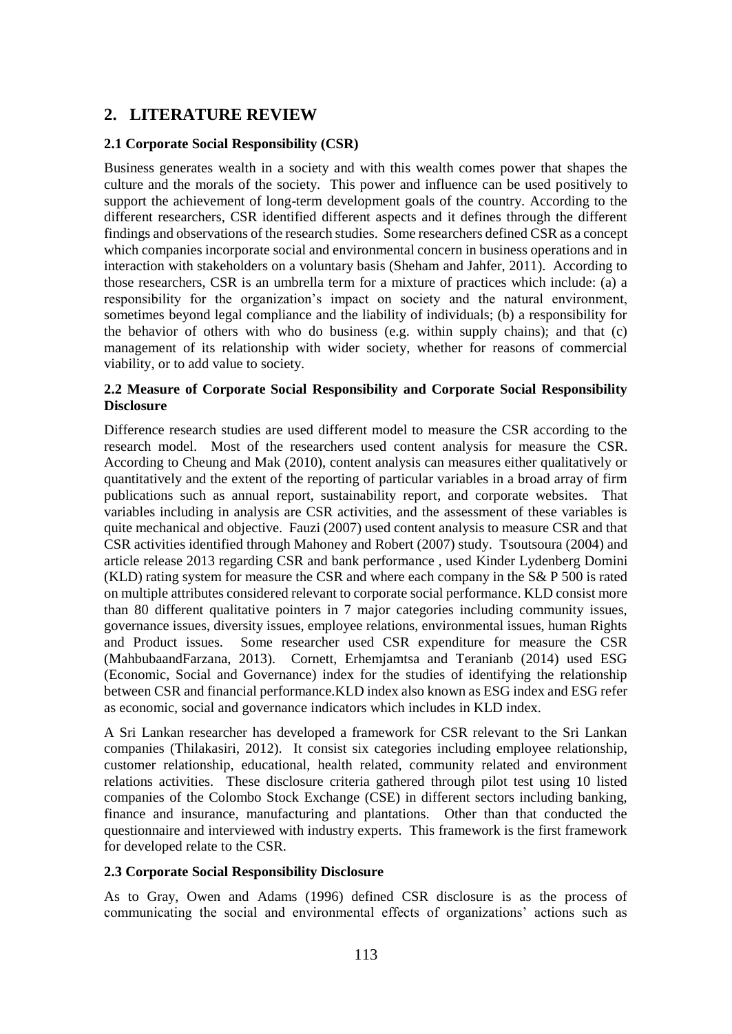## 2. LITERATURE REVIEW

### 2.1 Corporate Social Responsibility (CSR)

Business generates wealth in a society and with this wealth comes power that shapes the culture and the morals of the society. This power and influence can be used positively to support the achievement of long-term development goals of the country. According to the different researchers, CSR identified different aspects and it defines through the different findings and observations of the research studies. Some researchers defined CSR as a concept which companies incorporate social and environmental concern in business operations and in interaction with stakeholders on a voluntary basis (Sheham and Jahfer, 2011). According to those researchers, CSR is an umbrella term for a mixture of practices which include: (a) a responsibility for the organization's impact on society and the natural environment, sometimes beyond legal compliance and the liability of individuals; (b) a responsibility for the behavior of others with who do business (e.g. within supply chains); and that (c) management of its relationship with wider society, whether for reasons of commercial viability, or to add value to society.

### 2.2 Measure of Corporate Social Responsibility and Corporate Social Responsibility Disclosure

Difference research studies are used different model to measure the CSR according to the research model. Most of the researchers used content analysis for measure the CSR. According to Cheung and Mak (2010), content analysis can measures either qualitatively or quantitatively and the extent of the reporting of particular variables in a broad array of firm publications such as annual report, sustainability report, and corporate websites. That variables including in analysis are CSR activities, and the assessment of these variables is quite mechanical and objective. Fauzi (2007) used content analysis to measure CSR and that CSR activities identified through Mahoney and Robert (2007) study. Tsoutsoura (2004) and article release 2013 regarding CSR and bank performance , used Kinder Lydenberg Domini (KLD) rating system for measure the CSR and where each company in the S& P 500 is rated on multiple attributes considered relevant to corporate social performance. KLD consist more than 80 different qualitative pointers in 7 major categories including community issues, governance issues, diversity issues, employee relations, environmental issues, human Rights and Product issues. Some researcher used CSR expenditure for measure the CSR (MahbubaandFarzana, 2013). Cornett, Erhemjamtsa and Teranianb (2014) used ESG (Economic, Social and Governance) index for the studies of identifying the relationship between CSR and financial performance.KLD index also known as ESG index and ESG refer as economic, social and governance indicators which includes in KLD index.

A Sri Lankan researcher has developed a framework for CSR relevant to the Sri Lankan companies (Thilakasiri, 2012). It consist six categories including employee relationship, customer relationship, educational, health related, community related and environment relations activities. These disclosure criteria gathered through pilot test using 10 listed companies of the Colombo Stock Exchange (CSE) in different sectors including banking, finance and insurance, manufacturing and plantations. Other than that conducted the questionnaire and interviewed with industry experts. This framework is the first framework for developed relate to the CSR.

### 2.3 Corporate Social Responsibility Disclosure

As to Gray, Owen and Adams (1996) defined CSR disclosure is as the process of communicating the social and environmental effects of organizations' actions such as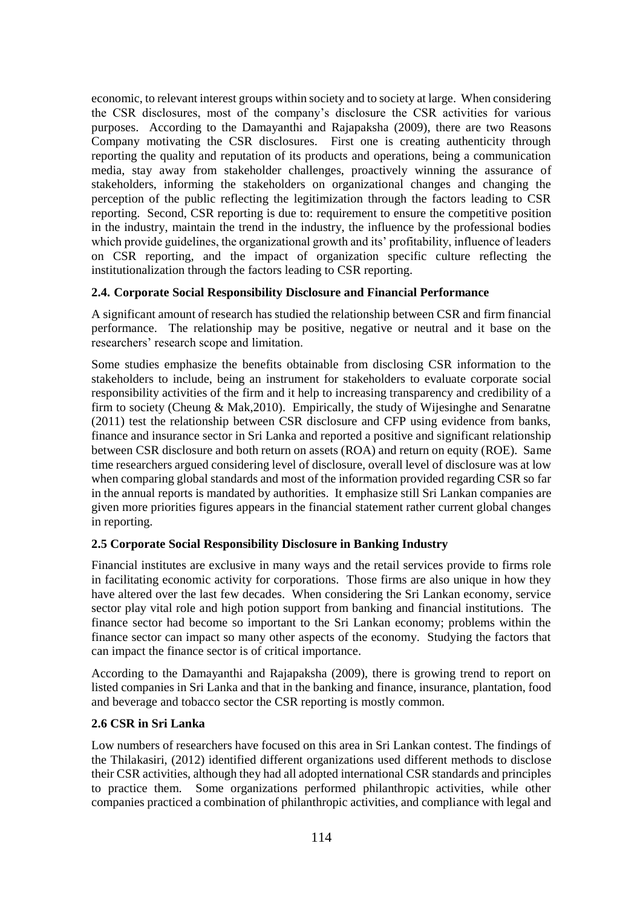economic, to relevant interest groups within society and to society at large. When considering the CSR disclosures, most of the company's disclosure the CSR activities for various purposes. According to the Damayanthi and Rajapaksha (2009), there are two Reasons Company motivating the CSR disclosures. First one is creating authenticity through reporting the quality and reputation of its products and operations, being a communication media, stay away from stakeholder challenges, proactively winning the assurance of stakeholders, informing the stakeholders on organizational changes and changing the perception of the public reflecting the legitimization through the factors leading to CSR reporting. Second, CSR reporting is due to: requirement to ensure the competitive position in the industry, maintain the trend in the industry, the influence by the professional bodies which provide guidelines, the organizational growth and its' profitability, influence of leaders on CSR reporting, and the impact of organization specific culture reflecting the institutionalization through the factors leading to CSR reporting.

### 2.4. Corporate Social Responsibility Disclosure and Financial Performance

A significant amount of research has studied the relationship between CSR and firm financial performance. The relationship may be positive, negative or neutral and it base on the researchers' research scope and limitation.

Some studies emphasize the benefits obtainable from disclosing CSR information to the stakeholders to include, being an instrument for stakeholders to evaluate corporate social responsibility activities of the firm and it help to increasing transparency and credibility of a firm to society (Cheung & Mak,2010). Empirically, the study of Wijesinghe and Senaratne (2011) test the relationship between CSR disclosure and CFP using evidence from banks, finance and insurance sector in Sri Lanka and reported a positive and significant relationship between CSR disclosure and both return on assets (ROA) and return on equity (ROE). Same time researchers argued considering level of disclosure, overall level of disclosure was at low when comparing global standards and most of the information provided regarding CSR so far in the annual reports is mandated by authorities. It emphasize still Sri Lankan companies are given more priorities figures appears in the financial statement rather current global changes in reporting.

### 2.5 Corporate Social Responsibility Disclosure in Banking Industry

Financial institutes are exclusive in many ways and the retail services provide to firms role in facilitating economic activity for corporations. Those firms are also unique in how they have altered over the last few decades. When considering the Sri Lankan economy, service sector play vital role and high potion support from banking and financial institutions. The finance sector had become so important to the Sri Lankan economy; problems within the finance sector can impact so many other aspects of the economy. Studying the factors that can impact the finance sector is of critical importance.

According to the Damayanthi and Rajapaksha (2009), there is growing trend to report on listed companies in Sri Lanka and that in the banking and finance, insurance, plantation, food and beverage and tobacco sector the CSR reporting is mostly common.

### 2.6 CSR in Sri Lanka

Low numbers of researchers have focused on this area in Sri Lankan contest. The findings of the Thilakasiri, (2012) identified different organizations used different methods to disclose their CSR activities, although they had all adopted international CSR standards and principles to practice them. Some organizations performed philanthropic activities, while other companies practiced a combination of philanthropic activities, and compliance with legal and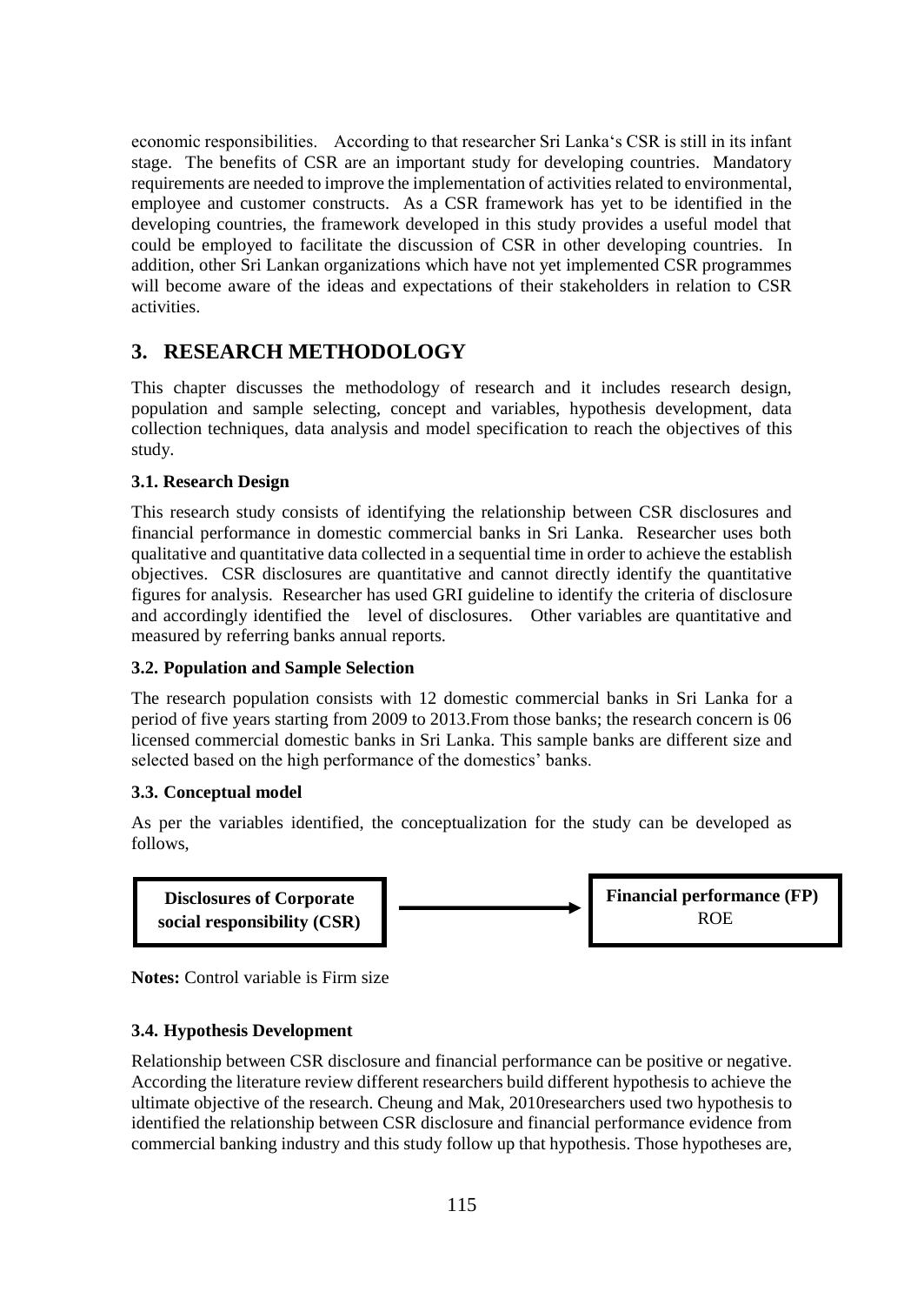economic responsibilities. According to that researcher Sri Lanka's CSR is still in its infant stage. The benefits of CSR are an important study for developing countries. Mandatory requirements are needed to improve the implementation of activities related to environmental, employee and customer constructs. As a CSR framework has yet to be identified in the developing countries, the framework developed in this study provides a useful model that could be employed to facilitate the discussion of CSR in other developing countries. In addition, other Sri Lankan organizations which have not yet implemented CSR programmes will become aware of the ideas and expectations of their stakeholders in relation to CSR activities.

## 3. RESEARCH METHODOLOGY

This chapter discusses the methodology of research and it includes research design, population and sample selecting, concept and variables, hypothesis development, data collection techniques, data analysis and model specification to reach the objectives of this study.

### 3.1. Research Design

This research study consists of identifying the relationship between CSR disclosures and financial performance in domestic commercial banks in Sri Lanka. Researcher uses both qualitative and quantitative data collected in a sequential time in order to achieve the establish objectives. CSR disclosures are quantitative and cannot directly identify the quantitative figures for analysis. Researcher has used GRI guideline to identify the criteria of disclosure and accordingly identified the level of disclosures. Other variables are quantitative and measured by referring banks annual reports.

### 3.2. Population and Sample Selection

The research population consists with 12 domestic commercial banks in Sri Lanka for a period of five years starting from 2009 to 2013.From those banks; the research concern is 06 licensed commercial domestic banks in Sri Lanka. This sample banks are different size and selected based on the high performance of the domestics' banks.

### 3.3. Conceptual model

As per the variables identified, the conceptualization for the study can be developed as follows,

**Disclosures of Corporate social responsibility (CSR)** → **Financial performance (FP)** ROE

**Notes:** Control variable is Firm size

### 3.4. Hypothesis Development

Relationship between CSR disclosure and financial performance can be positive or negative. According the literature review different researchers build different hypothesis to achieve the ultimate objective of the research. Cheung and Mak, 2010researchers used two hypothesis to identified the relationship between CSR disclosure and financial performance evidence from commercial banking industry and this study follow up that hypothesis. Those hypotheses are,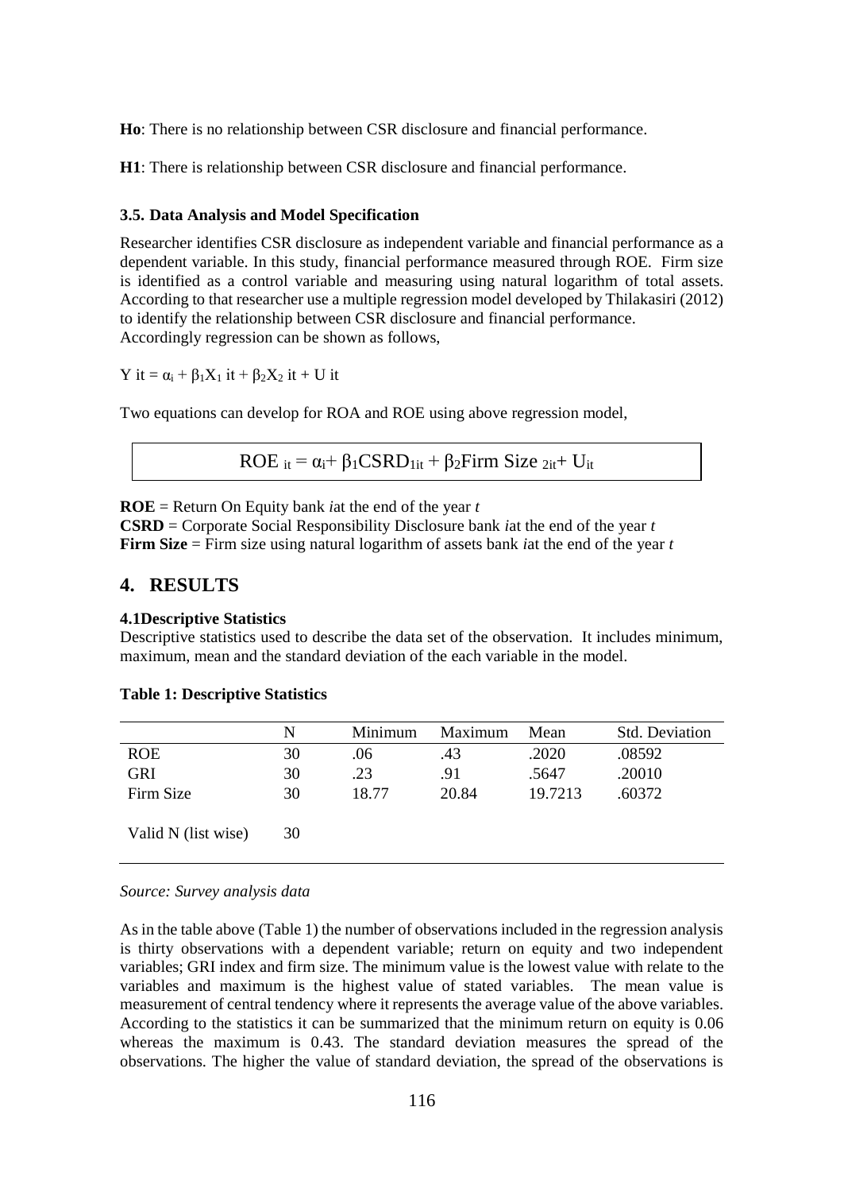**Ho**: There is no relationship between CSR disclosure and financial performance.

**H1**: There is relationship between CSR disclosure and financial performance.

### 3.5. Data Analysis and Model Specification

Researcher identifies CSR disclosure as independent variable and financial performance as a dependent variable. In this study, financial performance measured through ROE. Firm size is identified as a control variable and measuring using natural logarithm of total assets. According to that researcher use a multiple regression model developed by Thilakasiri (2012) to identify the relationship between CSR disclosure and financial performance. Accordingly regression can be shown as follows,

$$Y_{it} = \alpha_i + \beta_1 X_{1it} + \beta_2 X_{2it} + U_{it}$$

Two equations can develop for ROA and ROE using above regression model,

$$ROE_{it} = \alpha_i + \beta_1 CSRD_{1it} + \beta_2 \text{Firm Size}_{2it} + U_{it}$$

**ROE** = Return On Equity bank *i*at the end of the year *t*
**CSRD** = Corporate Social Responsibility Disclosure bank *i*at the end of the year *t*
**Firm Size** = Firm size using natural logarithm of assets bank *i*at the end of the year *t*

## 4. RESULTS

### 4.1Descriptive Statistics

Descriptive statistics used to describe the data set of the observation. It includes minimum, maximum, mean and the standard deviation of the each variable in the model.

**Table 1: Descriptive Statistics**

| | N | Minimum | Maximum | Mean | Std. Deviation |
|---|---|---|---|---|---|
| ROE | 30 | .06 | .43 | .2020 | .08592 |
| GRI | 30 | .23 | .91 | .5647 | .20010 |
| Firm Size | 30 | 18.77 | 20.84 | 19.7213 | .60372 |
| Valid N (list wise) | 30 | | | | |

*Source: Survey analysis data*

As in the table above (Table 1) the number of observations included in the regression analysis is thirty observations with a dependent variable; return on equity and two independent variables; GRI index and firm size. The minimum value is the lowest value with relate to the variables and maximum is the highest value of stated variables. The mean value is measurement of central tendency where it represents the average value of the above variables. According to the statistics it can be summarized that the minimum return on equity is 0.06 whereas the maximum is 0.43. The standard deviation measures the spread of the observations. The higher the value of standard deviation, the spread of the observations is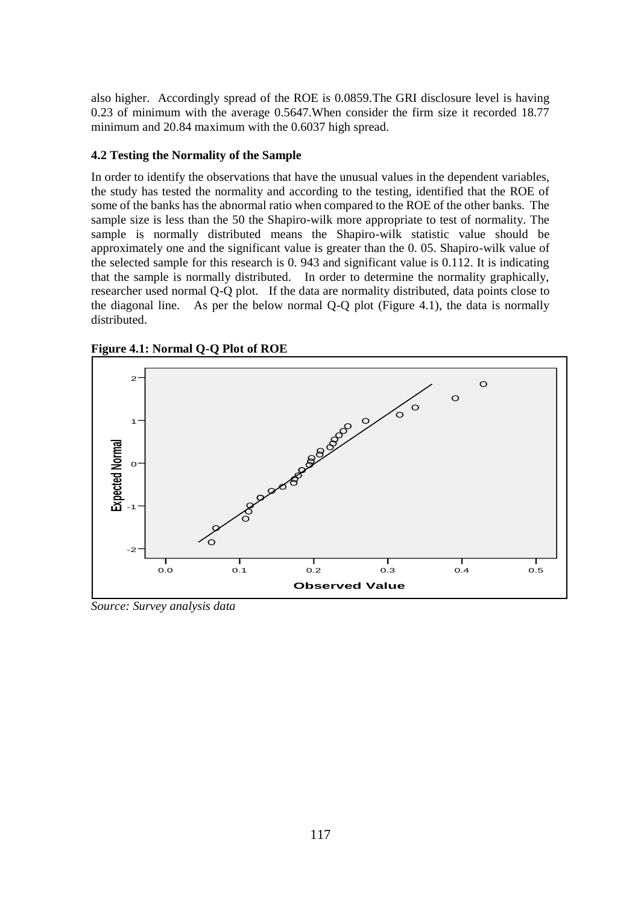also higher. Accordingly spread of the ROE is 0.0859.The GRI disclosure level is having 0.23 of minimum with the average 0.5647.When consider the firm size it recorded 18.77 minimum and 20.84 maximum with the 0.6037 high spread.

**4.2 Testing the Normality of the Sample**

In order to identify the observations that have the unusual values in the dependent variables, the study has tested the normality and according to the testing, identified that the ROE of some of the banks has the abnormal ratio when compared to the ROE of the other banks. The sample size is less than the 50 the Shapiro-wilk more appropriate to test of normality. The sample is normally distributed means the Shapiro-wilk statistic value should be approximately one and the significant value is greater than the 0. 05. Shapiro-wilk value of the selected sample for this research is 0. 943 and significant value is 0.112. It is indicating that the sample is normally distributed. In order to determine the normality graphically, researcher used normal Q-Q plot. If the data are normality distributed, data points close to the diagonal line. As per the below normal Q-Q plot (Figure 4.1), the data is normally distributed.

**Figure 4.1: Normal Q-Q Plot of ROE**

*Source: Survey analysis data*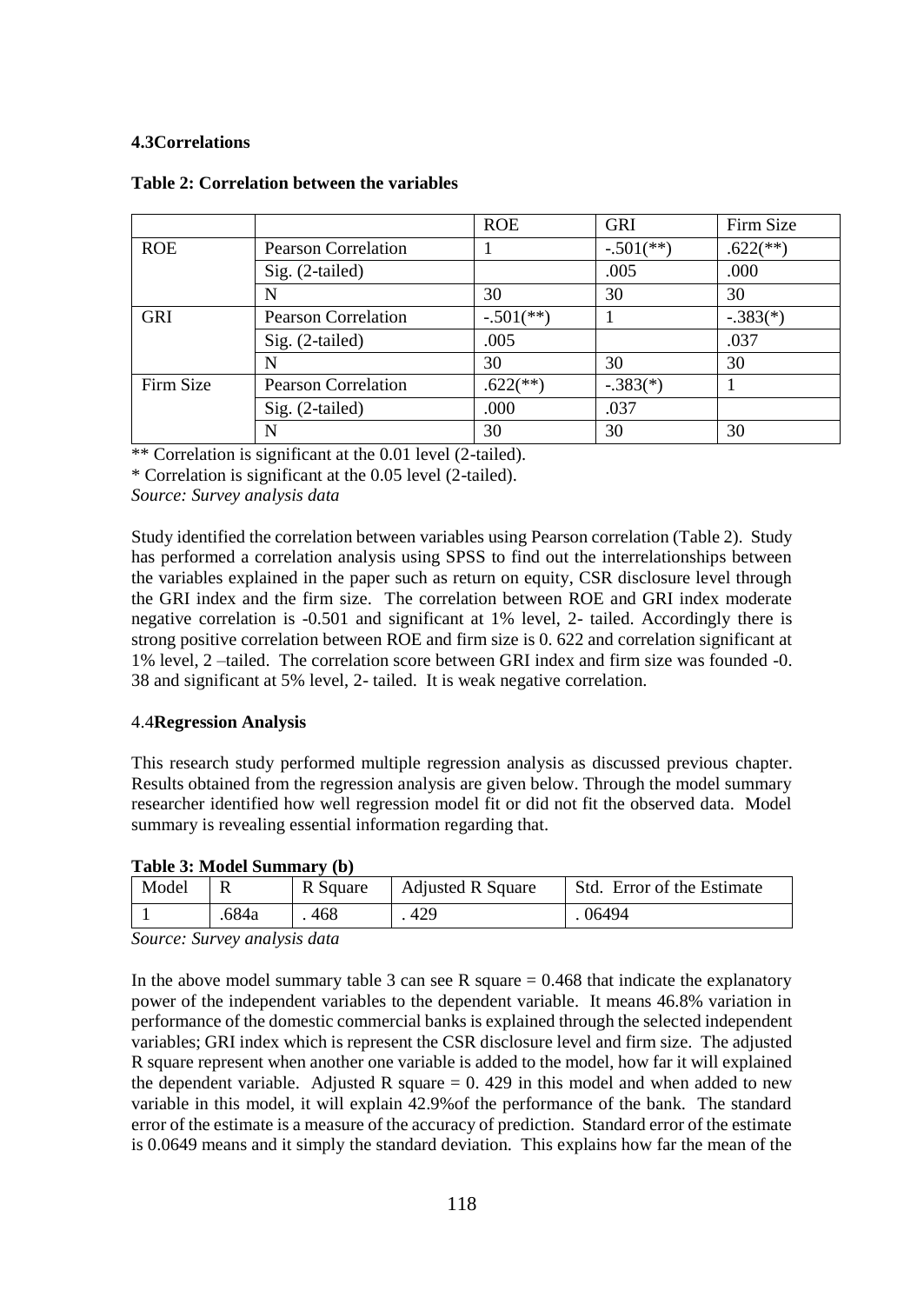### 4.3Correlations

**Table 2: Correlation between the variables**

| | | ROE | GRI | Firm Size |
|---|---|---|---|---|
| ROE | Pearson Correlation | 1 | -.501(**) | .622(**) |
| | Sig. (2-tailed) | | .005 | .000 |
| | N | 30 | 30 | 30 |
| GRI | Pearson Correlation | -.501(**) | 1 | -.383(*) |
| | Sig. (2-tailed) | .005 | | .037 |
| | N | 30 | 30 | 30 |
| Firm Size | Pearson Correlation | .622(**) | -.383(*) | 1 |
| | Sig. (2-tailed) | .000 | .037 | |
| | N | 30 | 30 | 30 |

** Correlation is significant at the 0.01 level (2-tailed).

* Correlation is significant at the 0.05 level (2-tailed).

*Source: Survey analysis data*

Study identified the correlation between variables using Pearson correlation (Table 2). Study has performed a correlation analysis using SPSS to find out the interrelationships between the variables explained in the paper such as return on equity, CSR disclosure level through the GRI index and the firm size. The correlation between ROE and GRI index moderate negative correlation is -0.501 and significant at 1% level, 2- tailed. Accordingly there is strong positive correlation between ROE and firm size is 0. 622 and correlation significant at 1% level, 2 –tailed. The correlation score between GRI index and firm size was founded -0. 38 and significant at 5% level, 2- tailed. It is weak negative correlation.

### 4.4**Regression Analysis**

This research study performed multiple regression analysis as discussed previous chapter. Results obtained from the regression analysis are given below. Through the model summary researcher identified how well regression model fit or did not fit the observed data. Model summary is revealing essential information regarding that.

**Table 3: Model Summary (b)**

| Model | R | R Square | Adjusted R Square | Std. Error of the Estimate |
|---|---|---|---|---|
| 1 | .684a | . 468 | . 429 | . 06494 |

*Source: Survey analysis data*

In the above model summary table 3 can see R square = 0.468 that indicate the explanatory power of the independent variables to the dependent variable. It means 46.8% variation in performance of the domestic commercial banks is explained through the selected independent variables; GRI index which is represent the CSR disclosure level and firm size. The adjusted R square represent when another one variable is added to the model, how far it will explained the dependent variable. Adjusted R square = 0. 429 in this model and when added to new variable in this model, it will explain 42.9%of the performance of the bank. The standard error of the estimate is a measure of the accuracy of prediction. Standard error of the estimate is 0.0649 means and it simply the standard deviation. This explains how far the mean of the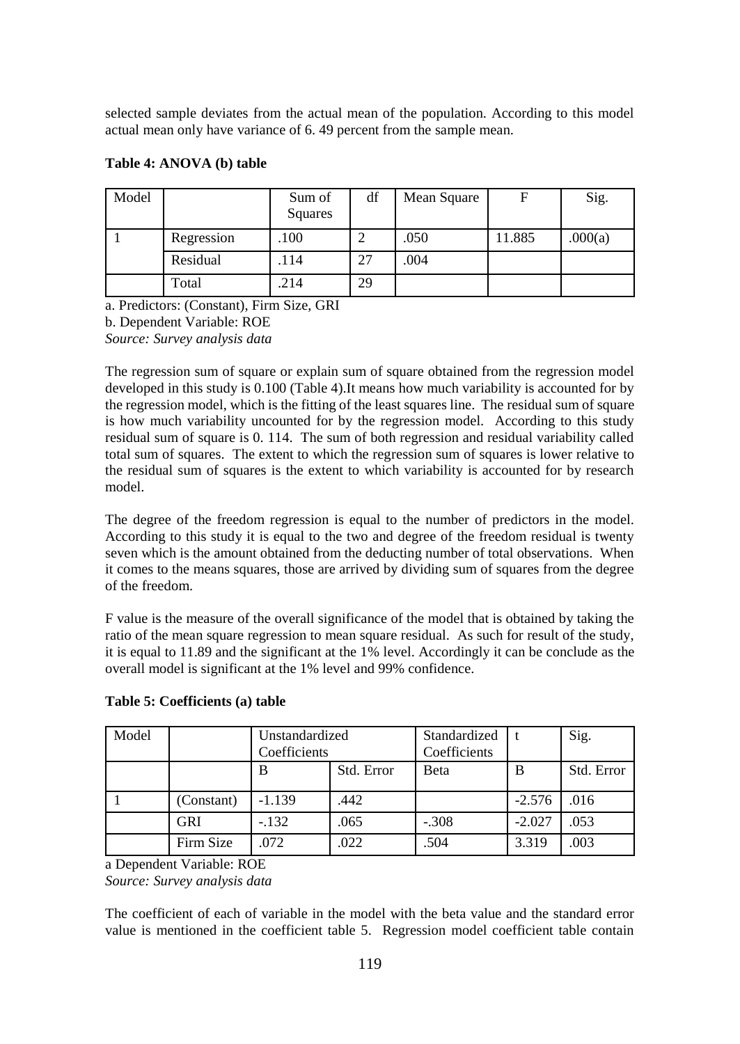selected sample deviates from the actual mean of the population. According to this model actual mean only have variance of 6. 49 percent from the sample mean.

**Table 4: ANOVA (b) table**

| Model | | Sum of Squares | df | Mean Square | F | Sig. |
|---|---|---|---|---|---|---|
| 1 | Regression | .100 | 2 | .050 | 11.885 | .000(a) |
| | Residual | .114 | 27 | .004 | | |
| | Total | .214 | 29 | | | |

a. Predictors: (Constant), Firm Size, GRI

b. Dependent Variable: ROE

*Source: Survey analysis data*

The regression sum of square or explain sum of square obtained from the regression model developed in this study is 0.100 (Table 4).It means how much variability is accounted for by the regression model, which is the fitting of the least squares line. The residual sum of square is how much variability uncounted for by the regression model. According to this study residual sum of square is 0. 114. The sum of both regression and residual variability called total sum of squares. The extent to which the regression sum of squares is lower relative to the residual sum of squares is the extent to which variability is accounted for by research model.

The degree of the freedom regression is equal to the number of predictors in the model. According to this study it is equal to the two and degree of the freedom residual is twenty seven which is the amount obtained from the deducting number of total observations. When it comes to the means squares, those are arrived by dividing sum of squares from the degree of the freedom.

F value is the measure of the overall significance of the model that is obtained by taking the ratio of the mean square regression to mean square residual. As such for result of the study, it is equal to 11.89 and the significant at the 1% level. Accordingly it can be conclude as the overall model is significant at the 1% level and 99% confidence.

**Table 5: Coefficients (a) table**

| Model | | Unstandardized Coefficients | | Standardized Coefficients | t | Sig. |
|---|---|---|---|---|---|---|
| | | B | Std. Error | Beta | B | Std. Error |
| 1 | (Constant) | -1.139 | .442 | | -2.576 | .016 |
| | GRI | -.132 | .065 | -.308 | -2.027 | .053 |
| | Firm Size | .072 | .022 | .504 | 3.319 | .003 |

a Dependent Variable: ROE

*Source: Survey analysis data*

The coefficient of each of variable in the model with the beta value and the standard error value is mentioned in the coefficient table 5. Regression model coefficient table contain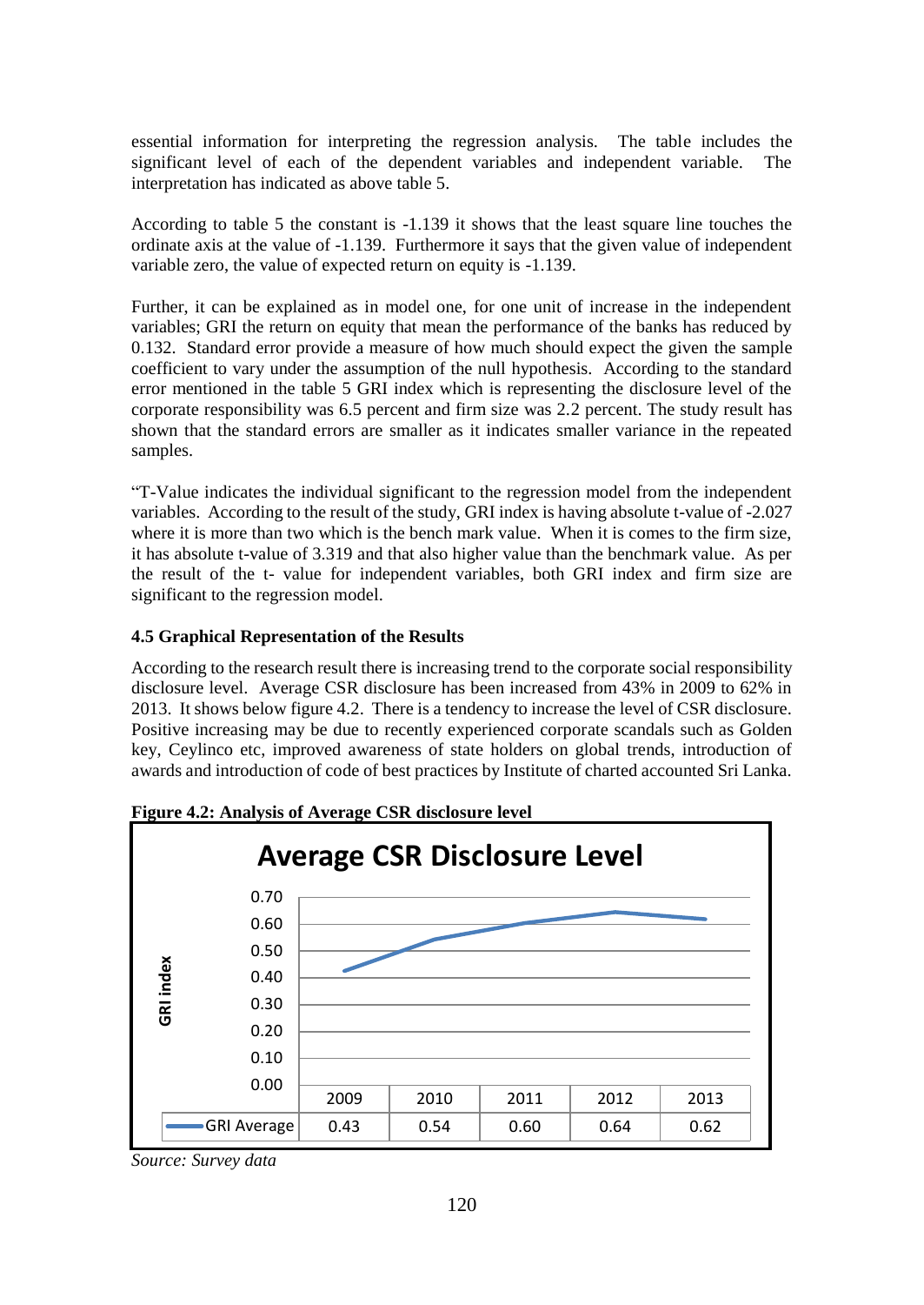essential information for interpreting the regression analysis. The table includes the significant level of each of the dependent variables and independent variable. The interpretation has indicated as above table 5.

According to table 5 the constant is -1.139 it shows that the least square line touches the ordinate axis at the value of -1.139. Furthermore it says that the given value of independent variable zero, the value of expected return on equity is -1.139.

Further, it can be explained as in model one, for one unit of increase in the independent variables; GRI the return on equity that mean the performance of the banks has reduced by 0.132. Standard error provide a measure of how much should expect the given the sample coefficient to vary under the assumption of the null hypothesis. According to the standard error mentioned in the table 5 GRI index which is representing the disclosure level of the corporate responsibility was 6.5 percent and firm size was 2.2 percent. The study result has shown that the standard errors are smaller as it indicates smaller variance in the repeated samples.

"T-Value indicates the individual significant to the regression model from the independent variables. According to the result of the study, GRI index is having absolute t-value of -2.027 where it is more than two which is the bench mark value. When it is comes to the firm size, it has absolute t-value of 3.319 and that also higher value than the benchmark value. As per the result of the t- value for independent variables, both GRI index and firm size are significant to the regression model.

### 4.5 Graphical Representation of the Results

According to the research result there is increasing trend to the corporate social responsibility disclosure level. Average CSR disclosure has been increased from 43% in 2009 to 62% in 2013. It shows below figure 4.2. There is a tendency to increase the level of CSR disclosure. Positive increasing may be due to recently experienced corporate scandals such as Golden key, Ceylinco etc, improved awareness of state holders on global trends, introduction of awards and introduction of code of best practices by Institute of charted accounted Sri Lanka.

**Figure 4.2: Analysis of Average CSR disclosure level**

**Average CSR Disclosure Level**

| | 2009 | 2010 | 2011 | 2012 | 2013 |
|---|---|---|---|---|---|
| GRI Average | 0.43 | 0.54 | 0.60 | 0.64 | 0.62 |

*Source: Survey data*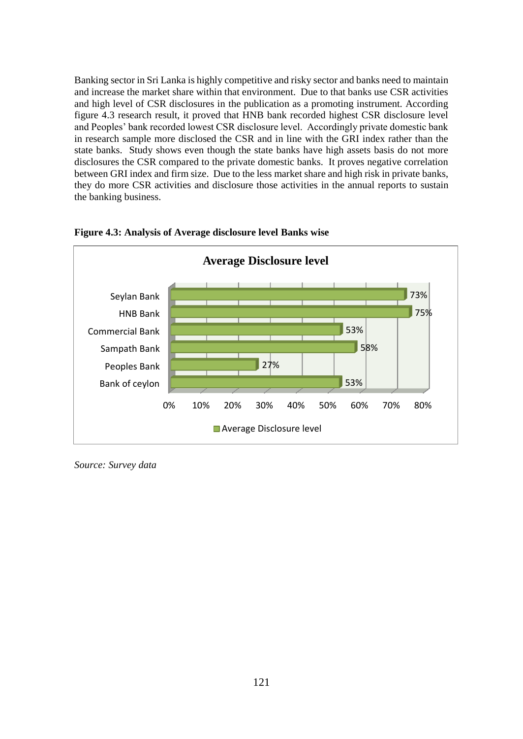Banking sector in Sri Lanka is highly competitive and risky sector and banks need to maintain and increase the market share within that environment. Due to that banks use CSR activities and high level of CSR disclosures in the publication as a promoting instrument. According figure 4.3 research result, it proved that HNB bank recorded highest CSR disclosure level and Peoples' bank recorded lowest CSR disclosure level. Accordingly private domestic bank in research sample more disclosed the CSR and in line with the GRI index rather than the state banks. Study shows even though the state banks have high assets basis do not more disclosures the CSR compared to the private domestic banks. It proves negative correlation between GRI index and firm size. Due to the less market share and high risk in private banks, they do more CSR activities and disclosure those activities in the annual reports to sustain the banking business.

**Figure 4.3: Analysis of Average disclosure level Banks wise**

**Average Disclosure level**

| Bank | Average Disclosure level |
|---|---|
| Seylan Bank | 73% |
| HNB Bank | 75% |
| Commercial Bank | 53% |
| Sampath Bank | 58% |
| Peoples Bank | 27% |
| Bank of ceylon | 53% |

*Source: Survey data*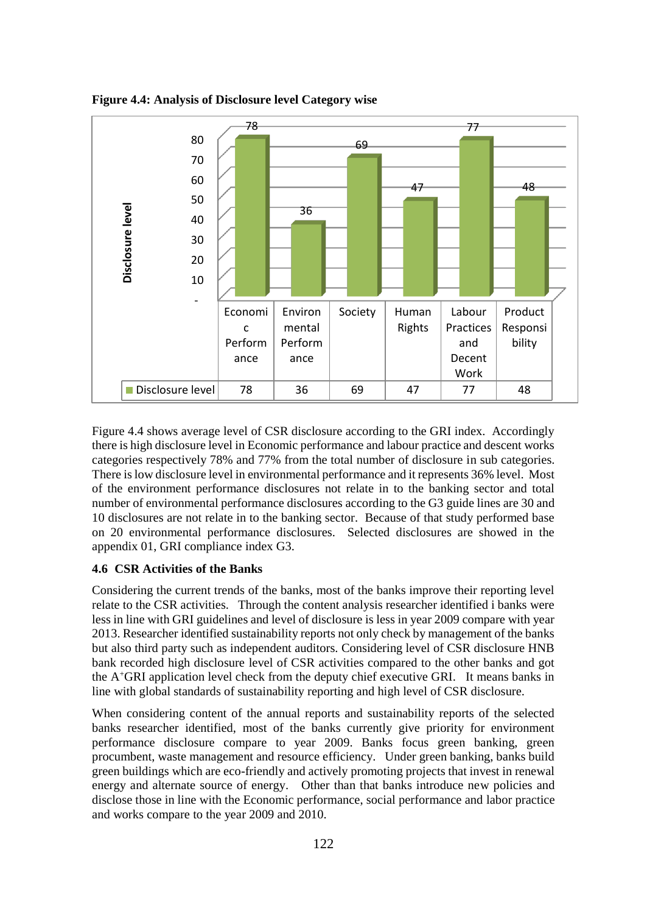**Figure 4.4: Analysis of Disclosure level Category wise**

| | Economic Performance | Environmental Performance | Society | Human Rights | Labour Practices and Decent Work | Product Responsibility |
|---|---|---|---|---|---|---|
| Disclosure level | 78 | 36 | 69 | 47 | 77 | 48 |

Figure 4.4 shows average level of CSR disclosure according to the GRI index. Accordingly there is high disclosure level in Economic performance and labour practice and descent works categories respectively 78% and 77% from the total number of disclosure in sub categories. There is low disclosure level in environmental performance and it represents 36% level. Most of the environment performance disclosures not relate in to the banking sector and total number of environmental performance disclosures according to the G3 guide lines are 30 and 10 disclosures are not relate in to the banking sector. Because of that study performed base on 20 environmental performance disclosures. Selected disclosures are showed in the appendix 01, GRI compliance index G3.

### 4.6 CSR Activities of the Banks

Considering the current trends of the banks, most of the banks improve their reporting level relate to the CSR activities. Through the content analysis researcher identified i banks were less in line with GRI guidelines and level of disclosure is less in year 2009 compare with year 2013. Researcher identified sustainability reports not only check by management of the banks but also third party such as independent auditors. Considering level of CSR disclosure HNB bank recorded high disclosure level of CSR activities compared to the other banks and got the $A^{+}$GRI application level check from the deputy chief executive GRI. It means banks in line with global standards of sustainability reporting and high level of CSR disclosure.

When considering content of the annual reports and sustainability reports of the selected banks researcher identified, most of the banks currently give priority for environment performance disclosure compare to year 2009. Banks focus green banking, green procumbent, waste management and resource efficiency. Under green banking, banks build green buildings which are eco-friendly and actively promoting projects that invest in renewal energy and alternate source of energy. Other than that banks introduce new policies and disclose those in line with the Economic performance, social performance and labor practice and works compare to the year 2009 and 2010.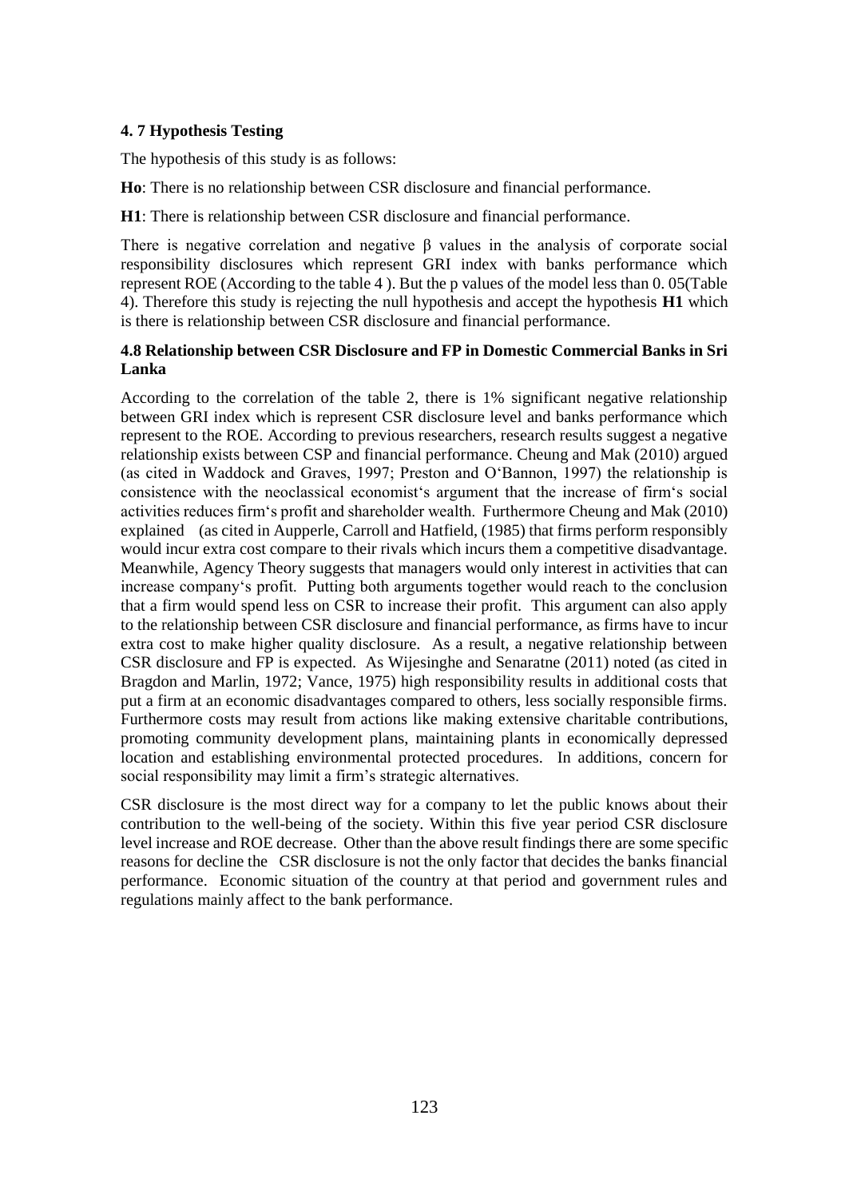### 4. 7 Hypothesis Testing

The hypothesis of this study is as follows:

**Ho**: There is no relationship between CSR disclosure and financial performance.

**H1**: There is relationship between CSR disclosure and financial performance.

There is negative correlation and negative β values in the analysis of corporate social responsibility disclosures which represent GRI index with banks performance which represent ROE (According to the table 4 ). But the p values of the model less than 0. 05(Table 4). Therefore this study is rejecting the null hypothesis and accept the hypothesis **H1** which is there is relationship between CSR disclosure and financial performance.

### 4.8 Relationship between CSR Disclosure and FP in Domestic Commercial Banks in Sri Lanka

According to the correlation of the table 2, there is 1% significant negative relationship between GRI index which is represent CSR disclosure level and banks performance which represent to the ROE. According to previous researchers, research results suggest a negative relationship exists between CSP and financial performance. Cheung and Mak (2010) argued (as cited in Waddock and Graves, 1997; Preston and O'Bannon, 1997) the relationship is consistence with the neoclassical economist's argument that the increase of firm's social activities reduces firm's profit and shareholder wealth. Furthermore Cheung and Mak (2010) explained (as cited in Aupperle, Carroll and Hatfield, (1985) that firms perform responsibly would incur extra cost compare to their rivals which incurs them a competitive disadvantage. Meanwhile, Agency Theory suggests that managers would only interest in activities that can increase company's profit. Putting both arguments together would reach to the conclusion that a firm would spend less on CSR to increase their profit. This argument can also apply to the relationship between CSR disclosure and financial performance, as firms have to incur extra cost to make higher quality disclosure. As a result, a negative relationship between CSR disclosure and FP is expected. As Wijesinghe and Senaratne (2011) noted (as cited in Bragdon and Marlin, 1972; Vance, 1975) high responsibility results in additional costs that put a firm at an economic disadvantages compared to others, less socially responsible firms. Furthermore costs may result from actions like making extensive charitable contributions, promoting community development plans, maintaining plants in economically depressed location and establishing environmental protected procedures. In additions, concern for social responsibility may limit a firm's strategic alternatives.

CSR disclosure is the most direct way for a company to let the public knows about their contribution to the well-being of the society. Within this five year period CSR disclosure level increase and ROE decrease. Other than the above result findings there are some specific reasons for decline the CSR disclosure is not the only factor that decides the banks financial performance. Economic situation of the country at that period and government rules and regulations mainly affect to the bank performance.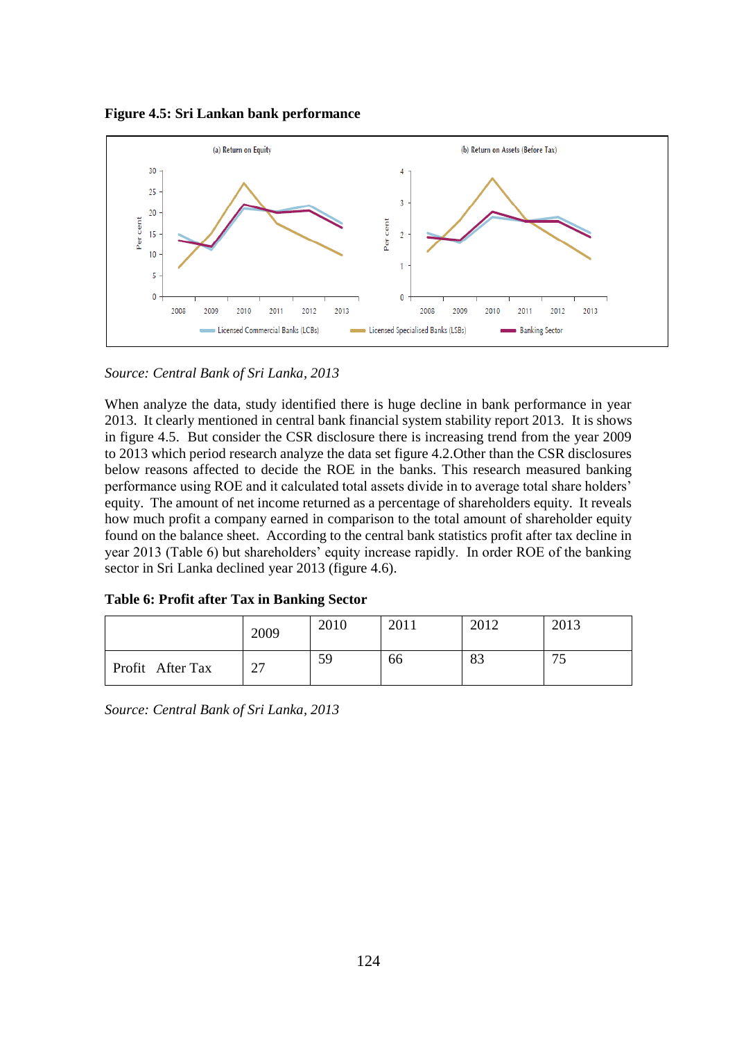**Figure 4.5: Sri Lankan bank performance**

*Source: Central Bank of Sri Lanka, 2013*

When analyze the data, study identified there is huge decline in bank performance in year 2013. It clearly mentioned in central bank financial system stability report 2013. It is shows in figure 4.5. But consider the CSR disclosure there is increasing trend from the year 2009 to 2013 which period research analyze the data set figure 4.2.Other than the CSR disclosures below reasons affected to decide the ROE in the banks. This research measured banking performance using ROE and it calculated total assets divide in to average total share holders' equity. The amount of net income returned as a percentage of shareholders equity. It reveals how much profit a company earned in comparison to the total amount of shareholder equity found on the balance sheet. According to the central bank statistics profit after tax decline in year 2013 (Table 6) but shareholders' equity increase rapidly. In order ROE of the banking sector in Sri Lanka declined year 2013 (figure 4.6).

**Table 6: Profit after Tax in Banking Sector**

| | 2009 | 2010 | 2011 | 2012 | 2013 |
|---|---|---|---|---|---|
| Profit After Tax | 27 | 59 | 66 | 83 | 75 |

*Source: Central Bank of Sri Lanka, 2013*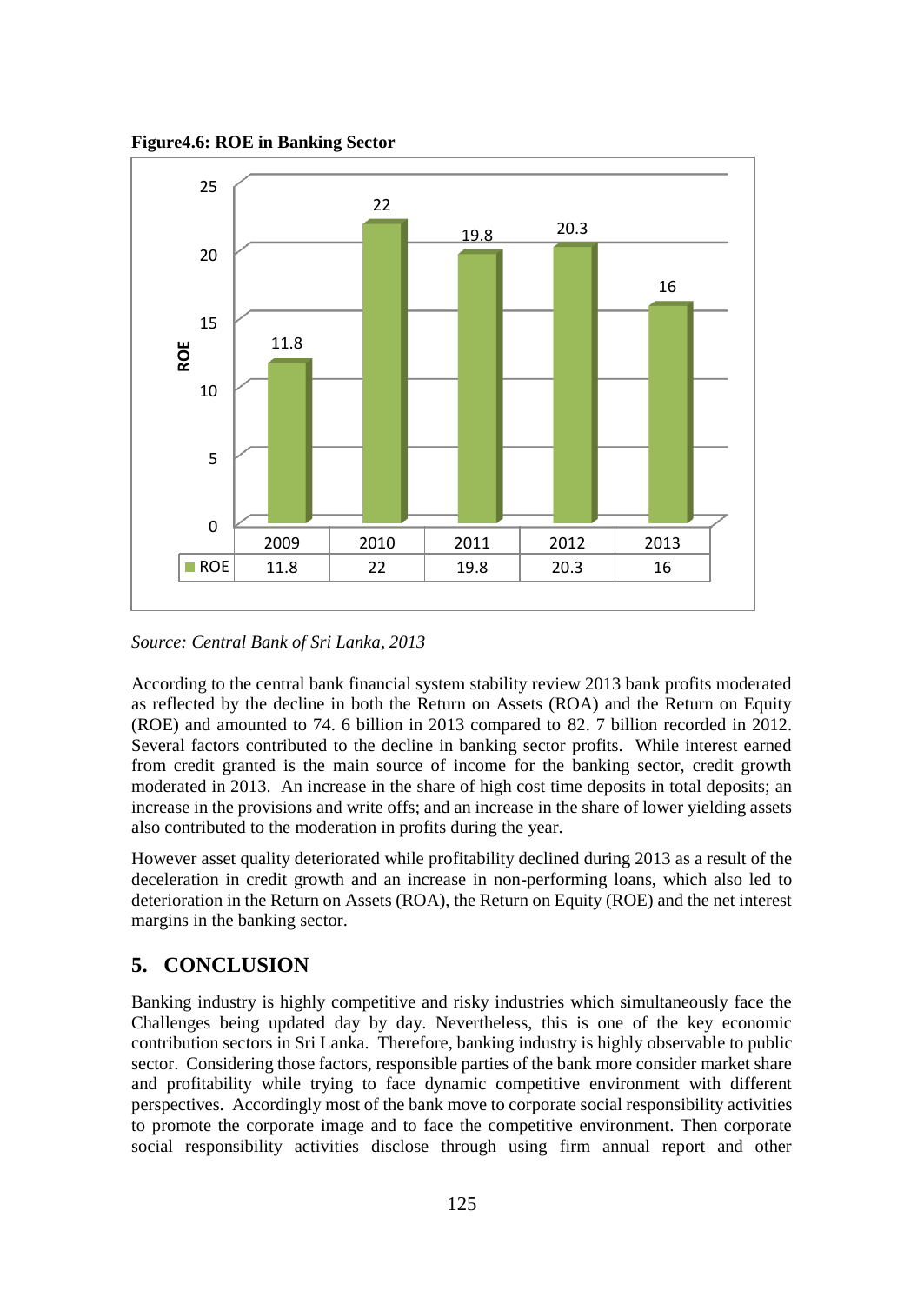**Figure4.6: ROE in Banking Sector**

| | 2009 | 2010 | 2011 | 2012 | 2013 |
|---|---|---|---|---|---|
| ROE | 11.8 | 22 | 19.8 | 20.3 | 16 |

*Source: Central Bank of Sri Lanka, 2013*

According to the central bank financial system stability review 2013 bank profits moderated as reflected by the decline in both the Return on Assets (ROA) and the Return on Equity (ROE) and amounted to 74. 6 billion in 2013 compared to 82. 7 billion recorded in 2012. Several factors contributed to the decline in banking sector profits. While interest earned from credit granted is the main source of income for the banking sector, credit growth moderated in 2013. An increase in the share of high cost time deposits in total deposits; an increase in the provisions and write offs; and an increase in the share of lower yielding assets also contributed to the moderation in profits during the year.

However asset quality deteriorated while profitability declined during 2013 as a result of the deceleration in credit growth and an increase in non-performing loans, which also led to deterioration in the Return on Assets (ROA), the Return on Equity (ROE) and the net interest margins in the banking sector.

## 5. CONCLUSION

Banking industry is highly competitive and risky industries which simultaneously face the Challenges being updated day by day. Nevertheless, this is one of the key economic contribution sectors in Sri Lanka. Therefore, banking industry is highly observable to public sector. Considering those factors, responsible parties of the bank more consider market share and profitability while trying to face dynamic competitive environment with different perspectives. Accordingly most of the bank move to corporate social responsibility activities to promote the corporate image and to face the competitive environment. Then corporate social responsibility activities disclose through using firm annual report and other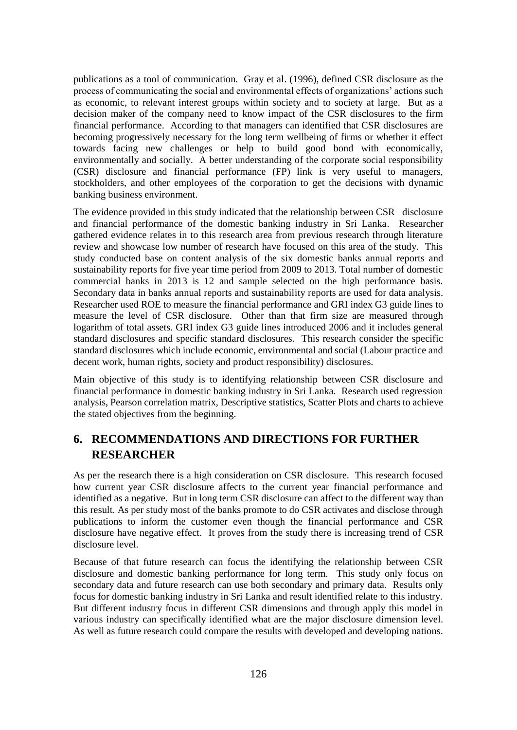publications as a tool of communication. Gray et al. (1996), defined CSR disclosure as the process of communicating the social and environmental effects of organizations' actions such as economic, to relevant interest groups within society and to society at large. But as a decision maker of the company need to know impact of the CSR disclosures to the firm financial performance. According to that managers can identified that CSR disclosures are becoming progressively necessary for the long term wellbeing of firms or whether it effect towards facing new challenges or help to build good bond with economically, environmentally and socially. A better understanding of the corporate social responsibility (CSR) disclosure and financial performance (FP) link is very useful to managers, stockholders, and other employees of the corporation to get the decisions with dynamic banking business environment.

The evidence provided in this study indicated that the relationship between CSR disclosure and financial performance of the domestic banking industry in Sri Lanka. Researcher gathered evidence relates in to this research area from previous research through literature review and showcase low number of research have focused on this area of the study. This study conducted base on content analysis of the six domestic banks annual reports and sustainability reports for five year time period from 2009 to 2013. Total number of domestic commercial banks in 2013 is 12 and sample selected on the high performance basis. Secondary data in banks annual reports and sustainability reports are used for data analysis. Researcher used ROE to measure the financial performance and GRI index G3 guide lines to measure the level of CSR disclosure. Other than that firm size are measured through logarithm of total assets. GRI index G3 guide lines introduced 2006 and it includes general standard disclosures and specific standard disclosures. This research consider the specific standard disclosures which include economic, environmental and social (Labour practice and decent work, human rights, society and product responsibility) disclosures.

Main objective of this study is to identifying relationship between CSR disclosure and financial performance in domestic banking industry in Sri Lanka. Research used regression analysis, Pearson correlation matrix, Descriptive statistics, Scatter Plots and charts to achieve the stated objectives from the beginning.

## 6. RECOMMENDATIONS AND DIRECTIONS FOR FURTHER RESEARCHER

As per the research there is a high consideration on CSR disclosure. This research focused how current year CSR disclosure affects to the current year financial performance and identified as a negative. But in long term CSR disclosure can affect to the different way than this result. As per study most of the banks promote to do CSR activates and disclose through publications to inform the customer even though the financial performance and CSR disclosure have negative effect. It proves from the study there is increasing trend of CSR disclosure level.

Because of that future research can focus the identifying the relationship between CSR disclosure and domestic banking performance for long term. This study only focus on secondary data and future research can use both secondary and primary data. Results only focus for domestic banking industry in Sri Lanka and result identified relate to this industry. But different industry focus in different CSR dimensions and through apply this model in various industry can specifically identified what are the major disclosure dimension level. As well as future research could compare the results with developed and developing nations.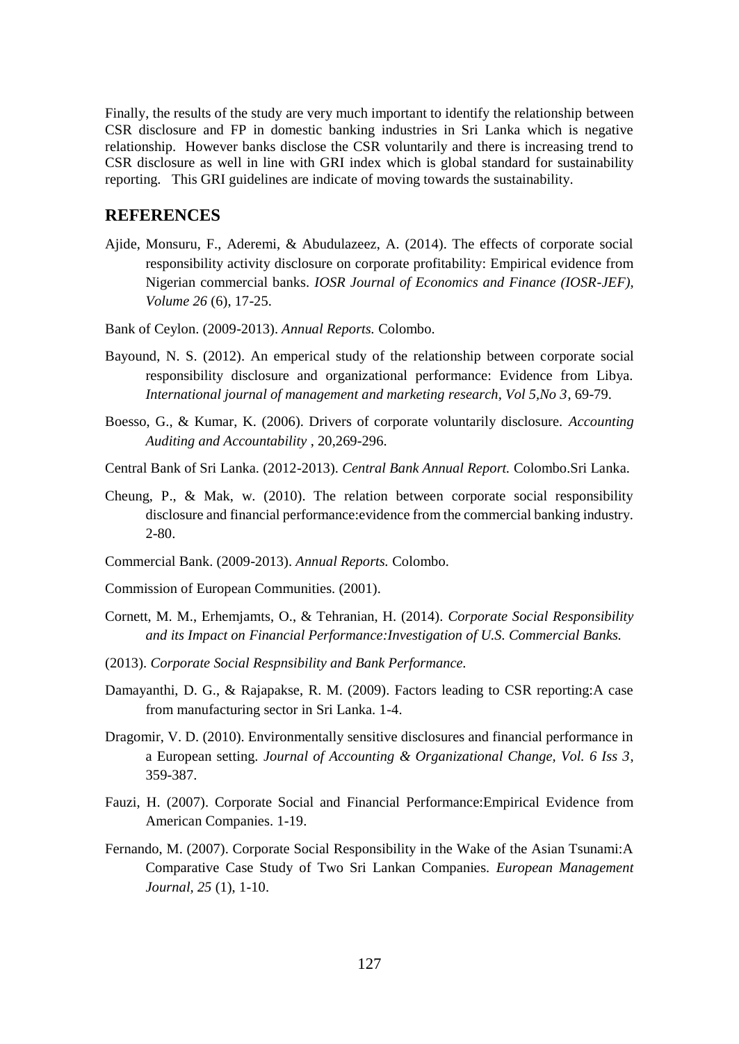Finally, the results of the study are very much important to identify the relationship between CSR disclosure and FP in domestic banking industries in Sri Lanka which is negative relationship. However banks disclose the CSR voluntarily and there is increasing trend to CSR disclosure as well in line with GRI index which is global standard for sustainability reporting. This GRI guidelines are indicate of moving towards the sustainability.

## REFERENCES

Ajide, Monsuru, F., Aderemi, & Abudulazeez, A. (2014). The effects of corporate social responsibility activity disclosure on corporate profitability: Empirical evidence from Nigerian commercial banks. *IOSR Journal of Economics and Finance (IOSR-JEF), Volume 26* (6), 17-25.

Bank of Ceylon. (2009-2013). *Annual Reports.* Colombo.

Bayound, N. S. (2012). An emperical study of the relationship between corporate social responsibility disclosure and organizational performance: Evidence from Libya. *International journal of management and marketing research, Vol 5,No 3*, 69-79.

Boesso, G., & Kumar, K. (2006). Drivers of corporate voluntarily disclosure. *Accounting Auditing and Accountability* , 20,269-296.

Central Bank of Sri Lanka. (2012-2013). *Central Bank Annual Report.* Colombo.Sri Lanka.

Cheung, P., & Mak, w. (2010). The relation between corporate social responsibility disclosure and financial performance:evidence from the commercial banking industry. 2-80.

Commercial Bank. (2009-2013). *Annual Reports.* Colombo.

Commission of European Communities. (2001).

Cornett, M. M., Erhemjamts, O., & Tehranian, H. (2014). *Corporate Social Responsibility and its Impact on Financial Performance:Investigation of U.S. Commercial Banks.*

(2013). *Corporate Social Respnsibility and Bank Performance.*

Damayanthi, D. G., & Rajapakse, R. M. (2009). Factors leading to CSR reporting:A case from manufacturing sector in Sri Lanka. 1-4.

Dragomir, V. D. (2010). Environmentally sensitive disclosures and financial performance in a European setting. *Journal of Accounting & Organizational Change, Vol. 6 Iss 3*, 359-387.

Fauzi, H. (2007). Corporate Social and Financial Performance:Empirical Evidence from American Companies. 1-19.

Fernando, M. (2007). Corporate Social Responsibility in the Wake of the Asian Tsunami:A Comparative Case Study of Two Sri Lankan Companies. *European Management Journal, 25* (1), 1-10.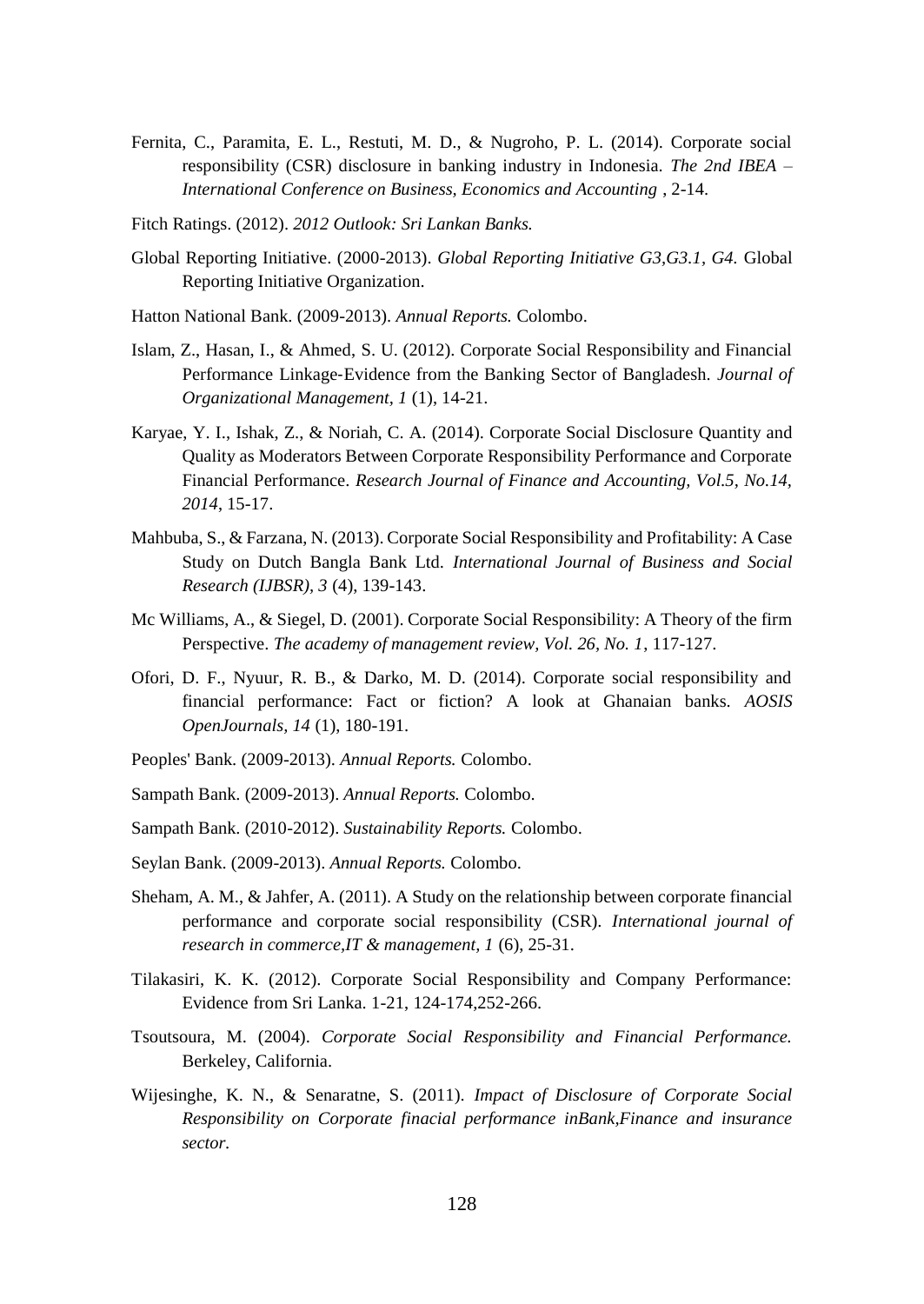Fernita, C., Paramita, E. L., Restuti, M. D., & Nugroho, P. L. (2014). Corporate social responsibility (CSR) disclosure in banking industry in Indonesia. *The 2nd IBEA – International Conference on Business, Economics and Accounting* , 2-14.

Fitch Ratings. (2012). *2012 Outlook: Sri Lankan Banks.*

Global Reporting Initiative. (2000-2013). *Global Reporting Initiative G3,G3.1, G4.* Global Reporting Initiative Organization.

Hatton National Bank. (2009-2013). *Annual Reports.* Colombo.

Islam, Z., Hasan, I., & Ahmed, S. U. (2012). Corporate Social Responsibility and Financial Performance Linkage-Evidence from the Banking Sector of Bangladesh. *Journal of Organizational Management, 1* (1), 14-21.

Karyae, Y. I., Ishak, Z., & Noriah, C. A. (2014). Corporate Social Disclosure Quantity and Quality as Moderators Between Corporate Responsibility Performance and Corporate Financial Performance. *Research Journal of Finance and Accounting, Vol.5, No.14, 2014*, 15-17.

Mahbuba, S., & Farzana, N. (2013). Corporate Social Responsibility and Profitability: A Case Study on Dutch Bangla Bank Ltd. *International Journal of Business and Social Research (IJBSR), 3* (4), 139-143.

Mc Williams, A., & Siegel, D. (2001). Corporate Social Responsibility: A Theory of the firm Perspective. *The academy of management review, Vol. 26, No. 1*, 117-127.

Ofori, D. F., Nyuur, R. B., & Darko, M. D. (2014). Corporate social responsibility and financial performance: Fact or fiction? A look at Ghanaian banks. *AOSIS OpenJournals, 14* (1), 180-191.

Peoples' Bank. (2009-2013). *Annual Reports.* Colombo.

Sampath Bank. (2009-2013). *Annual Reports.* Colombo.

Sampath Bank. (2010-2012). *Sustainability Reports.* Colombo.

Seylan Bank. (2009-2013). *Annual Reports.* Colombo.

Sheham, A. M., & Jahfer, A. (2011). A Study on the relationship between corporate financial performance and corporate social responsibility (CSR). *International journal of research in commerce,IT & management, 1* (6), 25-31.

Tilakasiri, K. K. (2012). Corporate Social Responsibility and Company Performance: Evidence from Sri Lanka. 1-21, 124-174,252-266.

Tsoutsoura, M. (2004). *Corporate Social Responsibility and Financial Performance.* Berkeley, California.

Wijesinghe, K. N., & Senaratne, S. (2011). *Impact of Disclosure of Corporate Social Responsibility on Corporate finacial performance inBank,Finance and insurance sector.*